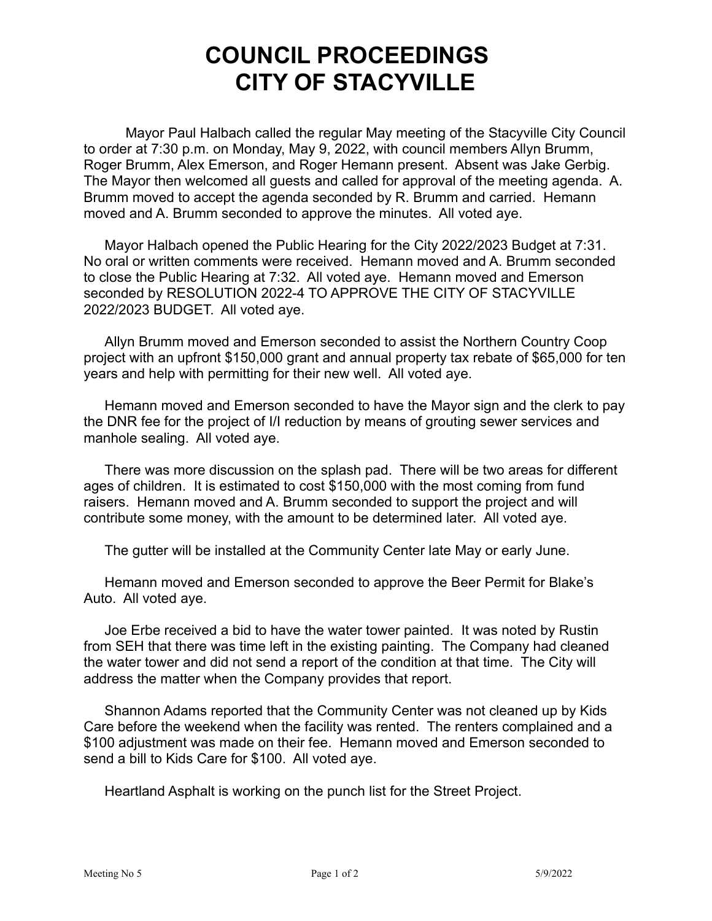# COUNCIL PROCEEDINGS
# CITY OF STACYVILLE

Mayor Paul Halbach called the regular May meeting of the Stacyville City Council to order at 7:30 p.m. on Monday, May 9, 2022, with council members Allyn Brumm, Roger Brumm, Alex Emerson, and Roger Hemann present. Absent was Jake Gerbig. The Mayor then welcomed all guests and called for approval of the meeting agenda. A. Brumm moved to accept the agenda seconded by R. Brumm and carried. Hemann moved and A. Brumm seconded to approve the minutes. All voted aye.

Mayor Halbach opened the Public Hearing for the City 2022/2023 Budget at 7:31. No oral or written comments were received. Hemann moved and A. Brumm seconded to close the Public Hearing at 7:32. All voted aye. Hemann moved and Emerson seconded by RESOLUTION 2022-4 TO APPROVE THE CITY OF STACYVILLE 2022/2023 BUDGET. All voted aye.

Allyn Brumm moved and Emerson seconded to assist the Northern Country Coop project with an upfront $150,000 grant and annual property tax rebate of $65,000 for ten years and help with permitting for their new well. All voted aye.

Hemann moved and Emerson seconded to have the Mayor sign and the clerk to pay the DNR fee for the project of I/I reduction by means of grouting sewer services and manhole sealing. All voted aye.

There was more discussion on the splash pad. There will be two areas for different ages of children. It is estimated to cost $150,000 with the most coming from fund raisers. Hemann moved and A. Brumm seconded to support the project and will contribute some money, with the amount to be determined later. All voted aye.

The gutter will be installed at the Community Center late May or early June.

Hemann moved and Emerson seconded to approve the Beer Permit for Blake's Auto. All voted aye.

Joe Erbe received a bid to have the water tower painted. It was noted by Rustin from SEH that there was time left in the existing painting. The Company had cleaned the water tower and did not send a report of the condition at that time. The City will address the matter when the Company provides that report.

Shannon Adams reported that the Community Center was not cleaned up by Kids Care before the weekend when the facility was rented. The renters complained and a $100 adjustment was made on their fee. Hemann moved and Emerson seconded to send a bill to Kids Care for $100. All voted aye.

Heartland Asphalt is working on the punch list for the Street Project.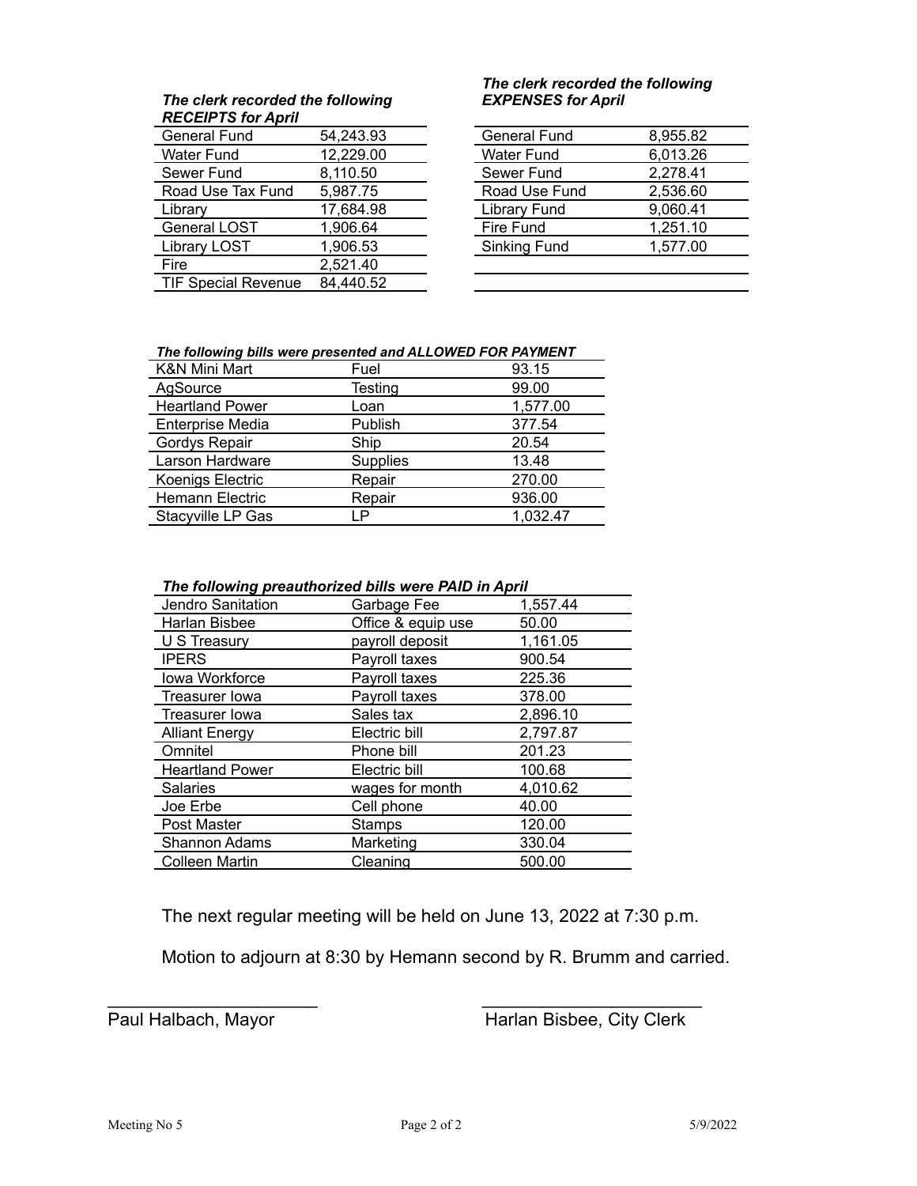***The clerk recorded the following RECEIPTS for April***

| | |
|---|---|
| General Fund | 54,243.93 |
| Water Fund | 12,229.00 |
| Sewer Fund | 8,110.50 |
| Road Use Tax Fund | 5,987.75 |
| Library | 17,684.98 |
| General LOST | 1,906.64 |
| Library LOST | 1,906.53 |
| Fire | 2,521.40 |
| TIF Special Revenue | 84,440.52 |

***The clerk recorded the following EXPENSES for April***

| | |
|---|---|
| General Fund | 8,955.82 |
| Water Fund | 6,013.26 |
| Sewer Fund | 2,278.41 |
| Road Use Fund | 2,536.60 |
| Library Fund | 9,060.41 |
| Fire Fund | 1,251.10 |
| Sinking Fund | 1,577.00 |

***The following bills were presented and ALLOWED FOR PAYMENT***

| | | |
|---|---|---|
| K&N Mini Mart | Fuel | 93.15 |
| AgSource | Testing | 99.00 |
| Heartland Power | Loan | 1,577.00 |
| Enterprise Media | Publish | 377.54 |
| Gordys Repair | Ship | 20.54 |
| Larson Hardware | Supplies | 13.48 |
| Koenigs Electric | Repair | 270.00 |
| Hemann Electric | Repair | 936.00 |
| Stacyville LP Gas | LP | 1,032.47 |

***The following preauthorized bills were PAID in April***

| | | |
|---|---|---|
| Jendro Sanitation | Garbage Fee | 1,557.44 |
| Harlan Bisbee | Office & equip use | 50.00 |
| U S Treasury | payroll deposit | 1,161.05 |
| IPERS | Payroll taxes | 900.54 |
| Iowa Workforce | Payroll taxes | 225.36 |
| Treasurer Iowa | Payroll taxes | 378.00 |
| Treasurer Iowa | Sales tax | 2,896.10 |
| Alliant Energy | Electric bill | 2,797.87 |
| Omnitel | Phone bill | 201.23 |
| Heartland Power | Electric bill | 100.68 |
| Salaries | wages for month | 4,010.62 |
| Joe Erbe | Cell phone | 40.00 |
| Post Master | Stamps | 120.00 |
| Shannon Adams | Marketing | 330.04 |
| Colleen Martin | Cleaning | 500.00 |

The next regular meeting will be held on June 13, 2022 at 7:30 p.m.

Motion to adjourn at 8:30 by Hemann second by R. Brumm and carried.

\_\_\_\_\_\_\_\_\_\_\_\_\_\_\_\_\_\_\_\_\_\_
Paul Halbach, Mayor

\_\_\_\_\_\_\_\_\_\_\_\_\_\_\_\_\_\_\_\_\_\_
Harlan Bisbee, City Clerk